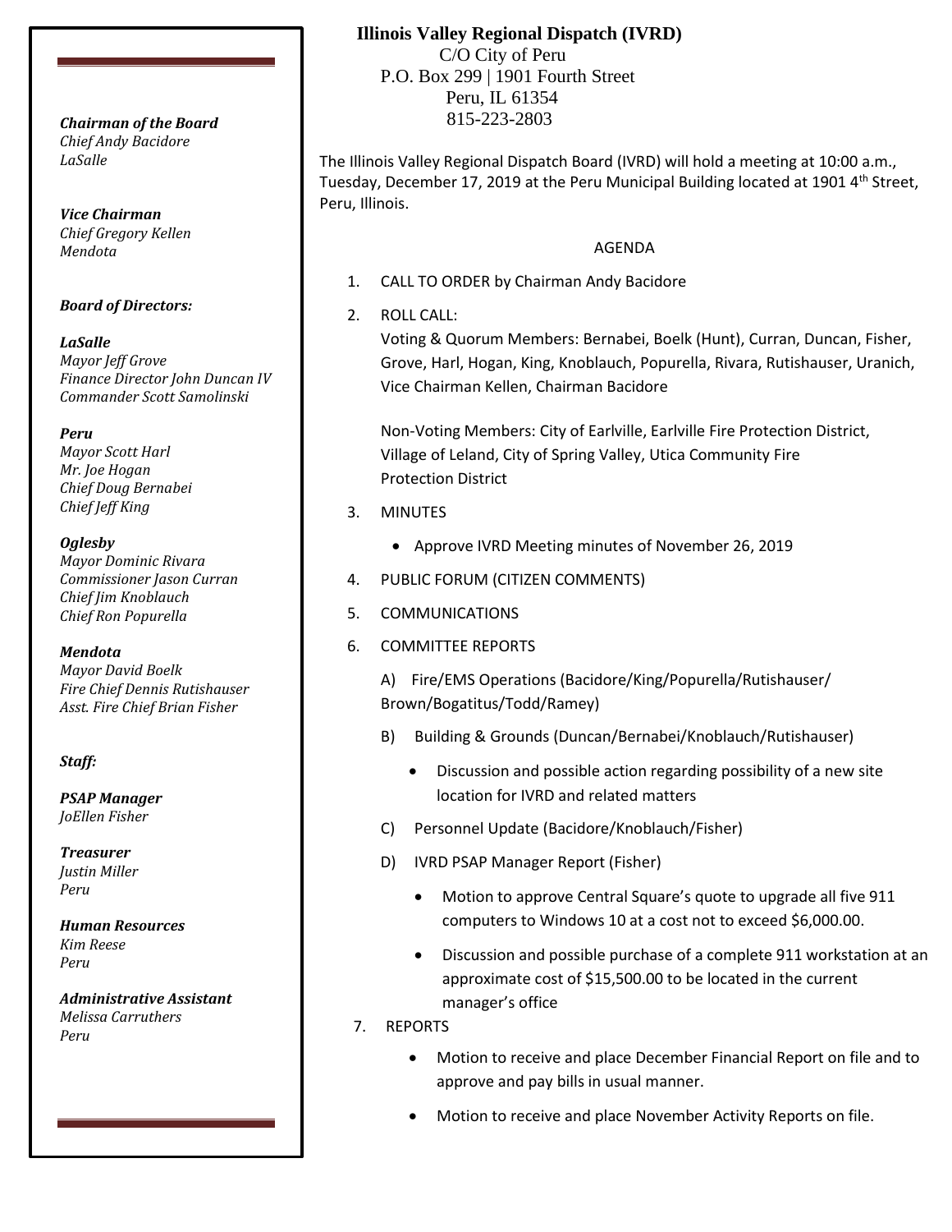# Illinois Valley Regional Dispatch (IVRD)

C/O City of Peru
P.O. Box 299 | 1901 Fourth Street
Peru, IL 61354
815-223-2803

***Chairman of the Board***
*Chief Andy Bacidore*
*LaSalle*

***Vice Chairman***
*Chief Gregory Kellen*
*Mendota*

***Board of Directors:***

***LaSalle***
*Mayor Jeff Grove*
*Finance Director John Duncan IV*
*Commander Scott Samolinski*

***Peru***
*Mayor Scott Harl*
*Mr. Joe Hogan*
*Chief Doug Bernabei*
*Chief Jeff King*

***Oglesby***
*Mayor Dominic Rivara*
*Commissioner Jason Curran*
*Chief Jim Knoblauch*
*Chief Ron Popurella*

***Mendota***
*Mayor David Boelk*
*Fire Chief Dennis Rutishauser*
*Asst. Fire Chief Brian Fisher*

***Staff:***

***PSAP Manager***
*JoEllen Fisher*

***Treasurer***
*Justin Miller*
*Peru*

***Human Resources***
*Kim Reese*
*Peru*

***Administrative Assistant***
*Melissa Carruthers*
*Peru*

The Illinois Valley Regional Dispatch Board (IVRD) will hold a meeting at 10:00 a.m., Tuesday, December 17, 2019 at the Peru Municipal Building located at 1901 4th Street, Peru, Illinois.

AGENDA

1. CALL TO ORDER by Chairman Andy Bacidore
2. ROLL CALL:
   Voting & Quorum Members: Bernabei, Boelk (Hunt), Curran, Duncan, Fisher, Grove, Harl, Hogan, King, Knoblauch, Popurella, Rivara, Rutishauser, Uranich, Vice Chairman Kellen, Chairman Bacidore

   Non-Voting Members: City of Earlville, Earlville Fire Protection District, Village of Leland, City of Spring Valley, Utica Community Fire Protection District
3. MINUTES
   - Approve IVRD Meeting minutes of November 26, 2019
4. PUBLIC FORUM (CITIZEN COMMENTS)
5. COMMUNICATIONS
6. COMMITTEE REPORTS

   A) Fire/EMS Operations (Bacidore/King/Popurella/Rutishauser/Brown/Bogatitus/Todd/Ramey)

   B) Building & Grounds (Duncan/Bernabei/Knoblauch/Rutishauser)
   - Discussion and possible action regarding possibility of a new site location for IVRD and related matters

   C) Personnel Update (Bacidore/Knoblauch/Fisher)

   D) IVRD PSAP Manager Report (Fisher)
   - Motion to approve Central Square's quote to upgrade all five 911 computers to Windows 10 at a cost not to exceed $6,000.00.
   - Discussion and possible purchase of a complete 911 workstation at an approximate cost of $15,500.00 to be located in the current manager's office
7. REPORTS
   - Motion to receive and place December Financial Report on file and to approve and pay bills in usual manner.
   - Motion to receive and place November Activity Reports on file.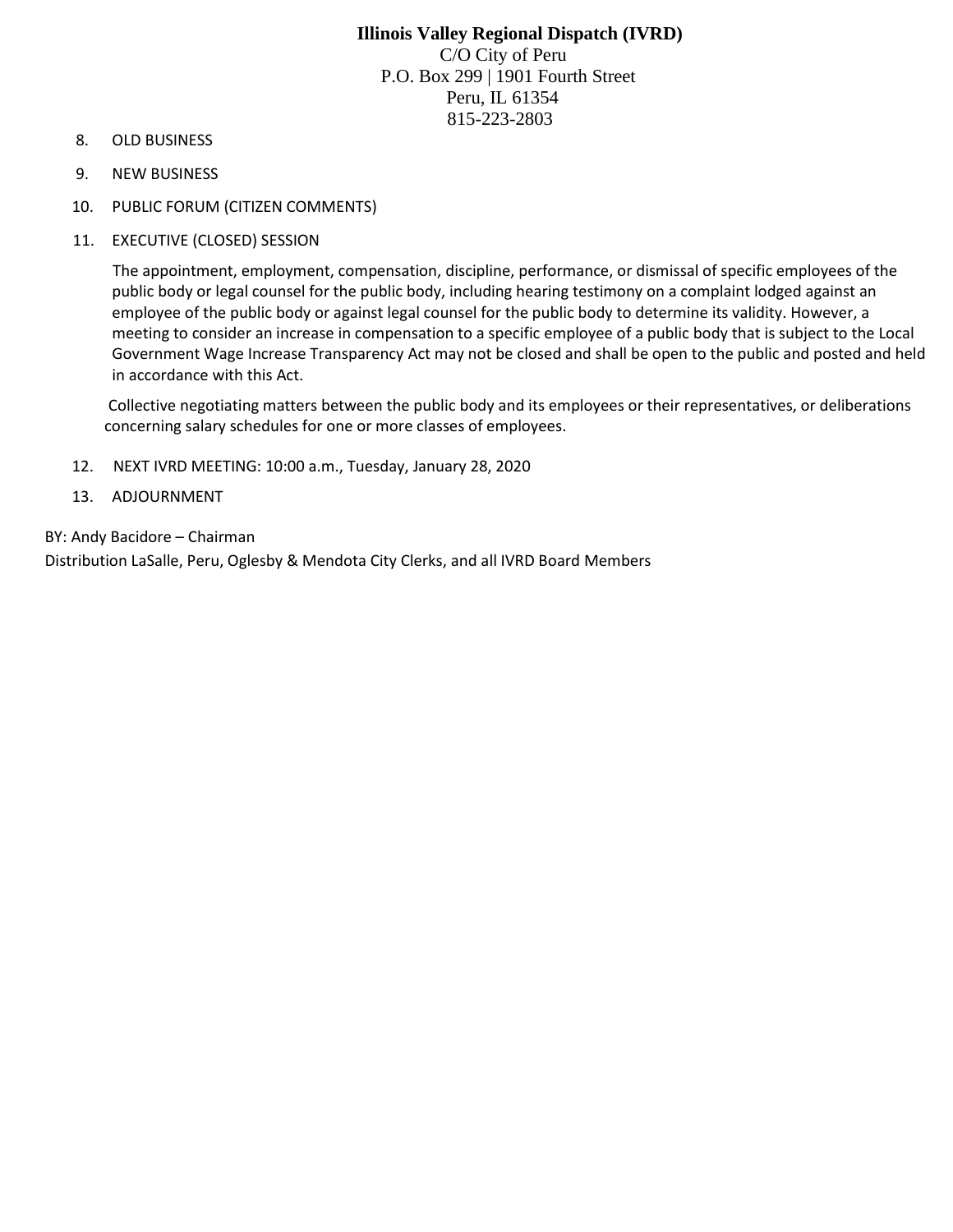**Illinois Valley Regional Dispatch (IVRD)**
C/O City of Peru
P.O. Box 299 | 1901 Fourth Street
Peru, IL 61354
815-223-2803

8. OLD BUSINESS

9. NEW BUSINESS

10. PUBLIC FORUM (CITIZEN COMMENTS)

11. EXECUTIVE (CLOSED) SESSION

    The appointment, employment, compensation, discipline, performance, or dismissal of specific employees of the public body or legal counsel for the public body, including hearing testimony on a complaint lodged against an employee of the public body or against legal counsel for the public body to determine its validity. However, a meeting to consider an increase in compensation to a specific employee of a public body that is subject to the Local Government Wage Increase Transparency Act may not be closed and shall be open to the public and posted and held in accordance with this Act.

    Collective negotiating matters between the public body and its employees or their representatives, or deliberations concerning salary schedules for one or more classes of employees.

12. NEXT IVRD MEETING: 10:00 a.m., Tuesday, January 28, 2020

13. ADJOURNMENT

BY: Andy Bacidore – Chairman
Distribution LaSalle, Peru, Oglesby & Mendota City Clerks, and all IVRD Board Members